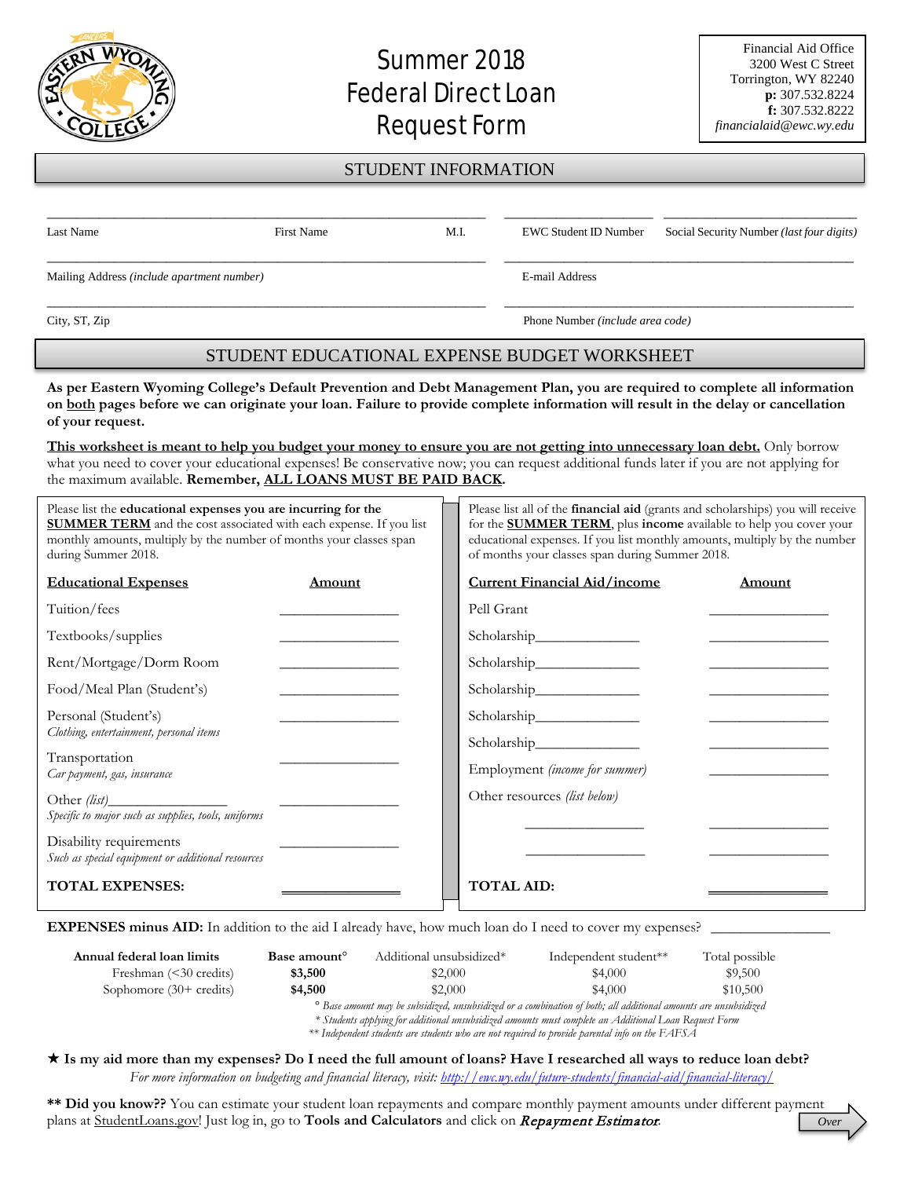# Summer 2018 Federal Direct Loan Request Form

Financial Aid Office
3200 West C Street
Torrington, WY 82240
**p:** 307.532.8224
**f:** 307.532.8222
*financialaid@ewc.wy.edu*

## STUDENT INFORMATION

| Last Name | First Name | M.I. | EWC Student ID Number | Social Security Number *(last four digits)* |
|---|---|---|---|---|

Mailing Address *(include apartment number)* ______________________ E-mail Address ______________________

City, ST, Zip ______________________ Phone Number *(include area code)* ______________________

## STUDENT EDUCATIONAL EXPENSE BUDGET WORKSHEET

**As per Eastern Wyoming College's Default Prevention and Debt Management Plan, you are required to complete all information on both pages before we can originate your loan. Failure to provide complete information will result in the delay or cancellation of your request.**

**This worksheet is meant to help you budget your money to ensure you are not getting into unnecessary loan debt.** Only borrow what you need to cover your educational expenses! Be conservative now; you can request additional funds later if you are not applying for the maximum available. **Remember, ALL LOANS MUST BE PAID BACK.**

Please list the **educational expenses you are incurring for the SUMMER TERM** and the cost associated with each expense. If you list monthly amounts, multiply by the number of months your classes span during Summer 2018.

| Educational Expenses | Amount |
|---|---|
| Tuition/fees | ________ |
| Textbooks/supplies | ________ |
| Rent/Mortgage/Dorm Room | ________ |
| Food/Meal Plan (Student's) | ________ |
| Personal (Student's) *Clothing, entertainment, personal items* | ________ |
| Transportation *Car payment, gas, insurance* | ________ |
| Other *(list)*________ *Specific to major such as supplies, tools, uniforms* | ________ |
| Disability requirements *Such as special equipment or additional resources* | ________ |
| **TOTAL EXPENSES:** | ________ |

Please list all of the **financial aid** (grants and scholarships) you will receive for the **SUMMER TERM**, plus **income** available to help you cover your educational expenses. If you list monthly amounts, multiply by the number of months your classes span during Summer 2018.

| Current Financial Aid/income | Amount |
|---|---|
| Pell Grant | ________ |
| Scholarship________ | ________ |
| Scholarship________ | ________ |
| Scholarship________ | ________ |
| Scholarship________ | ________ |
| Scholarship________ | ________ |
| Employment *(income for summer)* | ________ |
| Other resources *(list below)* | |
| ________ | ________ |
| ________ | ________ |
| **TOTAL AID:** | ________ |

**EXPENSES minus AID:** In addition to the aid I already have, how much loan do I need to cover my expenses? ________

| Annual federal loan limits | Base amount° | Additional unsubsidized* | Independent student** | Total possible |
|---|---|---|---|---|
| Freshman (<30 credits) | **$3,500** | $2,000 | $4,000 | $9,500 |
| Sophomore (30+ credits) | **$4,500** | $2,000 | $4,000 | $10,500 |

*° Base amount may be subsidized, unsubsidized or a combination of both; all additional amounts are unsubsidized*
*\* Students applying for additional unsubsidized amounts must complete an Additional Loan Request Form*
*\*\* Independent students are students who are not required to provide parental info on the FAFSA*

★ **Is my aid more than my expenses? Do I need the full amount of loans? Have I researched all ways to reduce loan debt?**
*For more information on budgeting and financial literacy, visit: http://ewc.wy.edu/future-students/financial-aid/financial-literacy/*

**\*\* Did you know??** You can estimate your student loan repayments and compare monthly payment amounts under different payment plans at StudentLoans.gov! Just log in, go to **Tools and Calculators** and click on ***Repayment Estimator***.

Over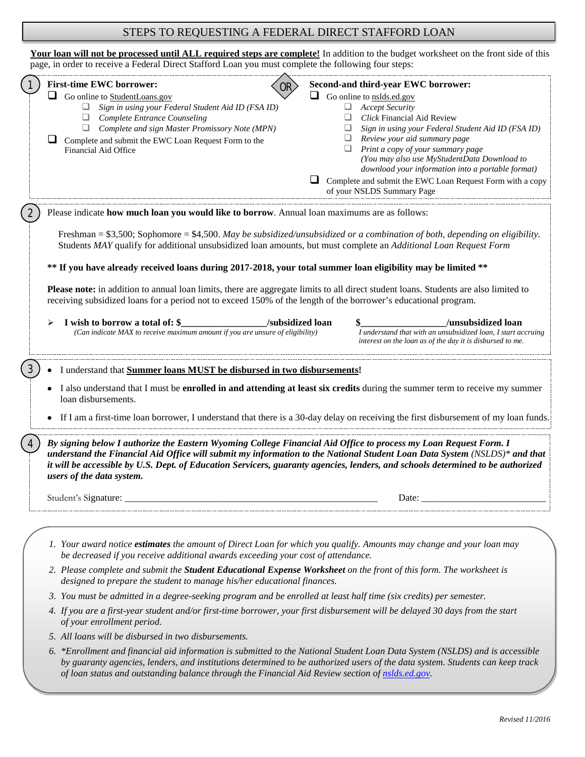# STEPS TO REQUESTING A FEDERAL DIRECT STAFFORD LOAN

**Your loan will not be processed until ALL required steps are complete!** In addition to the budget worksheet on the front side of this page, in order to receive a Federal Direct Stafford Loan you must complete the following four steps:

**1**

**First-time EWC borrower:**

- ❑ Go online to StudentLoans.gov
  - ❑ *Sign in using your Federal Student Aid ID (FSA ID)*
  - ❑ *Complete Entrance Counseling*
  - ❑ *Complete and sign Master Promissory Note (MPN)*
- ❑ Complete and submit the EWC Loan Request Form to the Financial Aid Office

**OR**

**Second-and third-year EWC borrower:**

- ❑ Go online to nslds.ed.gov
  - ❑ *Accept Security*
  - ❑ *Click* Financial Aid Review
  - ❑ *Sign in using your Federal Student Aid ID (FSA ID)*
  - ❑ *Review your aid summary page*
  - ❑ *Print a copy of your summary page (You may also use MyStudentData Download to download your information into a portable format)*
- ❑ Complete and submit the EWC Loan Request Form with a copy of your NSLDS Summary Page

**2**

Please indicate **how much loan you would like to borrow**. Annual loan maximums are as follows:

Freshman = $3,500; Sophomore = $4,500. *May be subsidized/unsubsidized or a combination of both, depending on eligibility*. Students *MAY* qualify for additional unsubsidized loan amounts, but must complete an *Additional Loan Request Form*

**** If you have already received loans during 2017-2018, your total summer loan eligibility may be limited ****

**Please note:** in addition to annual loan limits, there are aggregate limits to all direct student loans. Students are also limited to receiving subsidized loans for a period not to exceed 150% of the length of the borrower's educational program.

➢ **I wish to borrow a total of: $\_\_\_\_\_\_\_\_\_\_\_\_\_\_\_\_\_/subsidized loan** *(Can indicate MAX to receive maximum amount if you are unsure of eligibility)* **$\_\_\_\_\_\_\_\_\_\_\_\_\_\_\_\_\_/unsubsidized loan** *I understand that with an unsubsidized loan, I start accruing interest on the loan as of the day it is disbursed to me.*

**3**

- I understand that **Summer loans MUST be disbursed in two disbursements**!
- I also understand that I must be **enrolled in and attending at least six credits** during the summer term to receive my summer loan disbursements.
- If I am a first-time loan borrower, I understand that there is a 30-day delay on receiving the first disbursement of my loan funds.

**4**

***By signing below I authorize the Eastern Wyoming College Financial Aid Office to process my Loan Request Form. I understand the Financial Aid Office will submit my information to the National Student Loan Data System** (NSLDS)\** **and that it will be accessible by U.S. Dept. of Education Servicers, guaranty agencies, lenders, and schools determined to be authorized users of the data system.***

Student's Signature: \_\_\_\_\_\_\_\_\_\_\_\_\_\_\_\_\_\_\_\_\_\_\_\_\_\_\_\_\_\_\_\_\_\_\_\_\_\_\_\_\_\_\_\_\_\_\_ Date: \_\_\_\_\_\_\_\_\_\_\_\_\_\_\_\_\_\_\_\_\_\_\_

1. *Your award notice **estimates** the amount of Direct Loan for which you qualify. Amounts may change and your loan may be decreased if you receive additional awards exceeding your cost of attendance.*
2. *Please complete and submit the **Student Educational Expense Worksheet** on the front of this form. The worksheet is designed to prepare the student to manage his/her educational finances.*
3. *You must be admitted in a degree-seeking program and be enrolled at least half time (six credits) per semester.*
4. *If you are a first-year student and/or first-time borrower, your first disbursement will be delayed 30 days from the start of your enrollment period.*
5. *All loans will be disbursed in two disbursements.*
6. *\*Enrollment and financial aid information is submitted to the National Student Loan Data System (NSLDS) and is accessible by guaranty agencies, lenders, and institutions determined to be authorized users of the data system. Students can keep track of loan status and outstanding balance through the Financial Aid Review section of nslds.ed.gov.*

*Revised 11/2016*